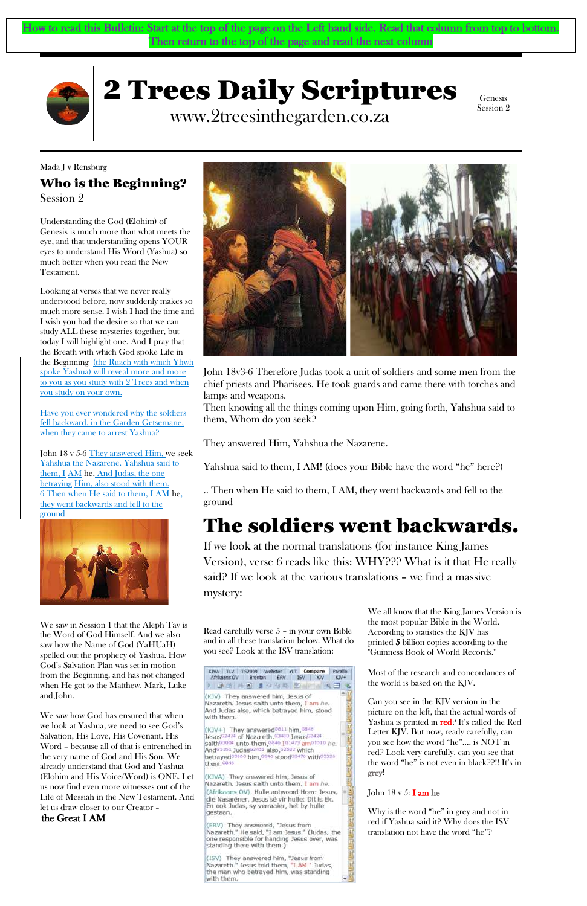How to read this Bulletin: Start at the top of the page on the Left hand side. Read that column from top to bottom. Then return to the top of the page and read the next column

# 2 Trees Daily Scriptures

www.2treesinthegarden.co.za

Genesis Session 2

Mada J v Rensburg

## Who is the Beginning?

Session 2

Understanding the God (Elohim) of Genesis is much more than what meets the eye, and that understanding opens YOUR eyes to understand His Word (Yashua) so much better when you read the New Testament.

Looking at verses that we never really understood before, now suddenly makes so much more sense. I wish I had the time and I wish you had the desire so that we can study ALL these mysteries together, but today I will highlight one. And I pray that the Breath with which God spoke Life in the Beginning (the Ruach with which Yhwh spoke Yashua) will reveal more and more to you as you study with 2 Trees and when you study on your own.

Have you ever wondered why the soldiers fell backward, in the Garden Getsemane, when they came to arrest Yashua?

John 18 v 5-6 They answered Him, we seek Yahshua the Nazarene. Yahshua said to them, I AM he. And Judas, the one betraying Him, also stood with them. 6 Then when He said to them, I AM he, they went backwards and fell to the ground

We saw in Session 1 that the Aleph Tav is the Word of God Himself. And we also saw how the Name of God (YaHUaH) spelled out the prophecy of Yashua. How God's Salvation Plan was set in motion from the Beginning, and has not changed when He got to the Matthew, Mark, Luke and John.

We saw how God has ensured that when we look at Yashua, we need to see God's Salvation, His Love, His Covenant. His Word – because all of that is entrenched in the very name of God and His Son. We already understand that God and Yashua (Elohim and His Voice/Word) is ONE. Let us now find even more witnesses out of the Life of Messiah in the New Testament. And let us draw closer to our Creator –

**the Great I AM**

John 18v3-6 Therefore Judas took a unit of soldiers and some men from the chief priests and Pharisees. He took guards and came there with torches and lamps and weapons.

Then knowing all the things coming upon Him, going forth, Yahshua said to them, Whom do you seek?

They answered Him, Yahshua the Nazarene.

Yahshua said to them, I AM! (does your Bible have the word "he" here?)

.. Then when He said to them, I AM, they went backwards and fell to the ground

# The soldiers went backwards.

If we look at the normal translations (for instance King James Version), verse 6 reads like this: WHY??? What is it that He really said? If we look at the various translations – we find a massive mystery:

Read carefully verse 5 – in your own Bible and in all these translation below. What do you see? Look at the ISV translation:

(KJV) They answered him, Jesus of Nazareth. Jesus saith unto them, I am he. And Judas also, which betrayed him, stood with them.

(KJV+) They answered G611 him, G846 Jesus G2424 of Nazareth. G3480 Jesus G2424 saith G3004 unto them, G846 [G1473] am G1510 he. And G1161 Judas G2455 also, G2532 which betrayed G3860 him, G846 stood G2476 with G3326 them. G846

(KJVA) They answered him, Jesus of Nazareth. Jesus saith unto them. I am he.

(Afrikaans OV) Hulle antwoord Hom: Jesus, die Nasaréner. Jesus sê vir hulle: Dit is Ek. En ook Judas, sy verraaier, het by hulle gestaan.

(ERV) They answered, "Jesus from Nazareth." He said, "I am Jesus." (Judas, the one responsible for handing Jesus over, was standing there with them.)

(ISV) They answered him, "Jesus from Nazareth." Jesus told them, "I AM." Judas, the man who betrayed him, was standing with them.

We all know that the King James Version is the most popular Bible in the World. According to statistics the KJV has printed **5** billion copies according to the "Guinness Book of World Records."

Most of the research and concordances of the world is based on the KJV.

Can you see in the KJV version in the picture on the left, that the actual words of Yashua is printed in **red**? It's called the Red Letter KJV. But now, ready carefully, can you see how the word "he"…. is NOT in red? Look very carefully, can you see that the word "he" is not even in black??!! It's in grey!

John 18 v 5: **I am** he

Why is the word "he" in grey and not in red if Yashua said it? Why does the ISV translation not have the word "he"?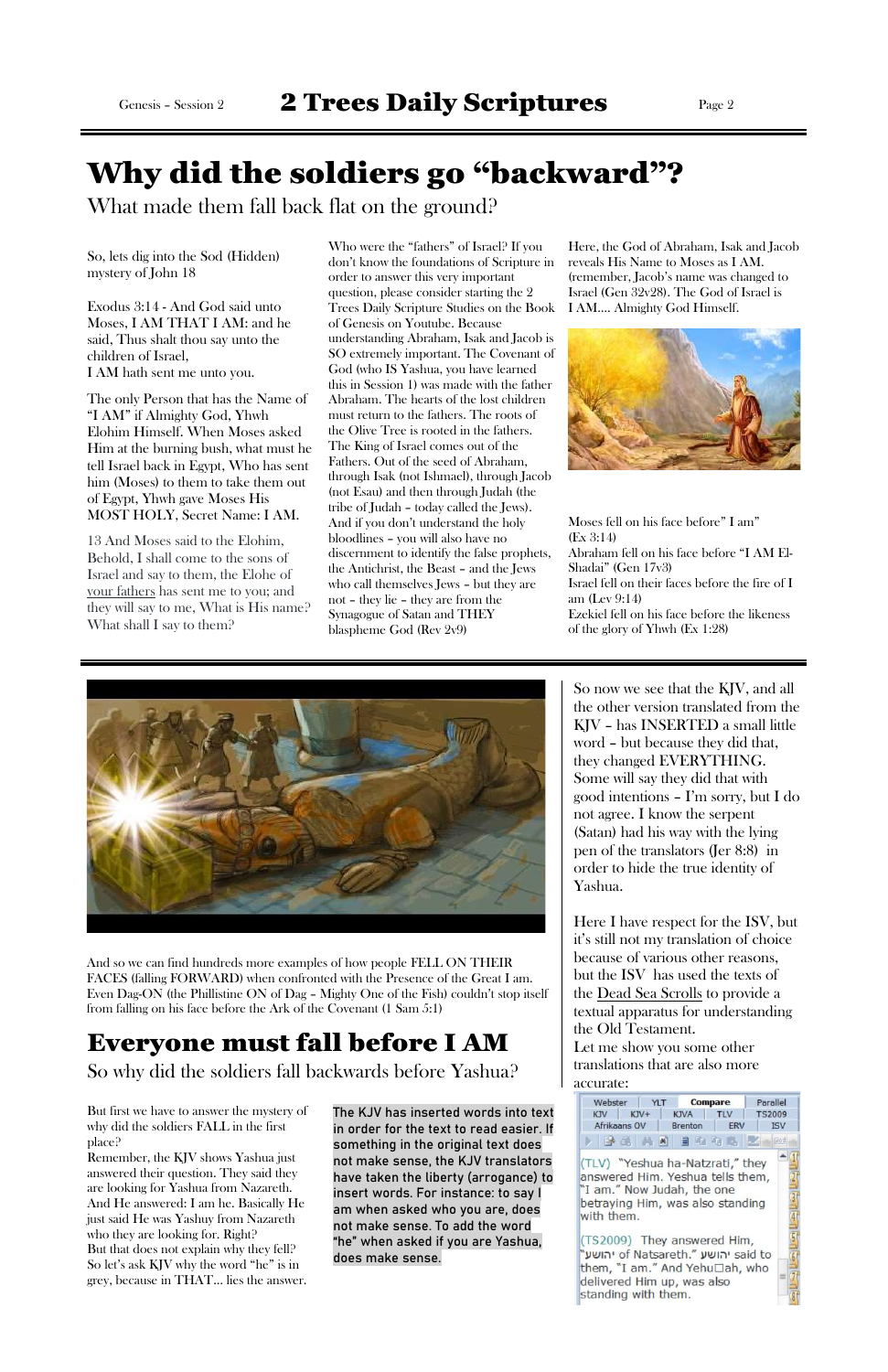# Why did the soldiers go "backward"?

What made them fall back flat on the ground?

So, lets dig into the Sod (Hidden) mystery of John 18

Exodus 3:14 - And God said unto Moses, I AM THAT I AM: and he said, Thus shalt thou say unto the children of Israel,
I AM hath sent me unto you.

The only Person that has the Name of "I AM" if Almighty God, Yhwh Elohim Himself. When Moses asked Him at the burning bush, what must he tell Israel back in Egypt, Who has sent him (Moses) to them to take them out of Egypt, Yhwh gave Moses His MOST HOLY, Secret Name: I AM.

13 And Moses said to the Elohim, Behold, I shall come to the sons of Israel and say to them, the Elohe of your fathers has sent me to you; and they will say to me, What is His name? What shall I say to them?

Who were the "fathers" of Israel? If you don't know the foundations of Scripture in order to answer this very important question, please consider starting the 2 Trees Daily Scripture Studies on the Book of Genesis on Youtube. Because understanding Abraham, Isak and Jacob is SO extremely important. The Covenant of God (who IS Yashua, you have learned this in Session 1) was made with the father Abraham. The hearts of the lost children must return to the fathers. The roots of the Olive Tree is rooted in the fathers. The King of Israel comes out of the Fathers. Out of the seed of Abraham, through Isak (not Ishmael), through Jacob (not Esau) and then through Judah (the tribe of Judah – today called the Jews). And if you don't understand the holy bloodlines – you will also have no discernment to identify the false prophets, the Antichrist, the Beast – and the Jews who call themselves Jews – but they are not – they lie – they are from the Synagogue of Satan and THEY blaspheme God (Rev 2v9)

Here, the God of Abraham, Isak and Jacob reveals His Name to Moses as I AM. (remember, Jacob's name was changed to Israel (Gen 32v28). The God of Israel is I AM…. Almighty God Himself.

Moses fell on his face before" I am" (Ex 3:14)
Abraham fell on his face before "I AM El-Shadai" (Gen 17v3)
Israel fell on their faces before the fire of I am (Lev 9:14)
Ezekiel fell on his face before the likeness of the glory of Yhwh (Ex 1:28)

And so we can find hundreds more examples of how people FELL ON THEIR FACES (falling FORWARD) when confronted with the Presence of the Great I am. Even Dag-ON (the Phillistine ON of Dag – Mighty One of the Fish) couldn't stop itself from falling on his face before the Ark of the Covenant (1 Sam 5:1)

# Everyone must fall before I AM

So why did the soldiers fall backwards before Yashua?

But first we have to answer the mystery of why did the soldiers FALL in the first place?
Remember, the KJV shows Yashua just answered their question. They said they are looking for Yashua from Nazareth. And He answered: I am he. Basically He just said He was Yashuy from Nazareth who they are looking for. Right?
But that does not explain why they fell?
So let's ask KJV why the word "he" is in grey, because in THAT… lies the answer.

The KJV has inserted words into text in order for the text to read easier. If something in the original text does not make sense, the KJV translators have taken the liberty (arrogance) to insert words. For instance: to say I am when asked who you are, does not make sense. To add the word "he" when asked if you are Yashua, does make sense.

So now we see that the KJV, and all the other version translated from the KJV – has INSERTED a small little word – but because they did that, they changed EVERYTHING. Some will say they did that with good intentions – I'm sorry, but I do not agree. I know the serpent (Satan) had his way with the lying pen of the translators (Jer 8:8) in order to hide the true identity of Yashua.

Here I have respect for the ISV, but it's still not my translation of choice because of various other reasons, but the ISV has used the texts of the Dead Sea Scrolls to provide a textual apparatus for understanding the Old Testament.
Let me show you some other translations that are also more accurate:

(TLV) "Yeshua ha-Natzrati," they answered Him. Yeshua tells them, "I am." Now Judah, the one betraying Him, was also standing with them.

(TS2009) They answered Him, "יהושע of Natsareth." יהושע said to them, "I am." And Yehuđah, who delivered Him up, was also standing with them.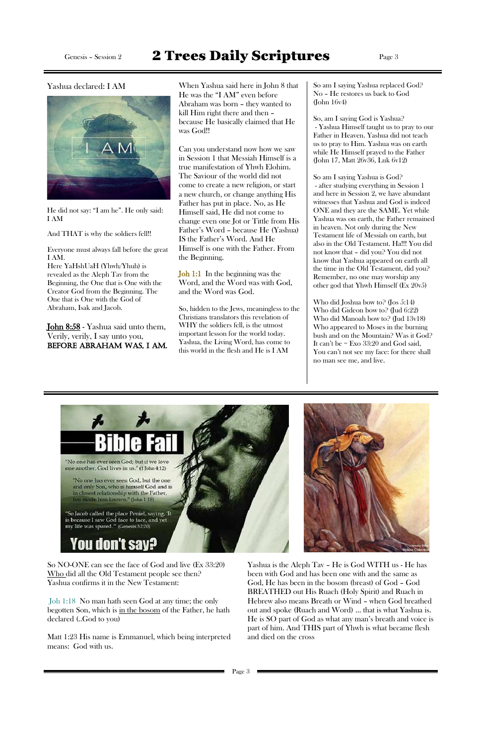Yashua declared: I AM

He did not say: "I am he". He only said: I AM

And THAT is why the soldiers fell!!

Everyone must always fall before the great I AM.
Here YaHshUaH (Yhwh/Yhuh) is revealed as the Aleph Tav from the Beginning, the One that is One with the Creator God from the Beginning. The One that is One with the God of Abraham, Isak and Jacob.

**John 8:58** - Yashua said unto them, Verily, verily, I say unto you, **BEFORE ABRAHAM WAS, I AM.**

When Yashua said here in John 8 that He was the "I AM" even before Abraham was born – they wanted to kill Him right there and then – because He basically claimed that He was God!!

Can you understand now how we saw in Session 1 that Messiah Himself is a true manifestation of Yhwh Elohim. The Saviour of the world did not come to create a new religion, or start a new church, or change anything His Father has put in place. No, as He Himself said, He did not come to change even one Jot or Tittle from His Father's Word – because He (Yashua) IS the Father's Word. And He Himself is one with the Father. From the Beginning.

Joh 1:1 In the beginning was the Word, and the Word was with God, and the Word was God.

So, hidden to the Jews, meaningless to the Christians translators this revelation of WHY the soldiers fell, is the utmost important lesson for the world today. Yashua, the Living Word, has come to this world in the flesh and He is I AM

So am I saying Yashua replaced God? No – He restores us back to God (John 16v4)

So, am I saying God is Yashua? - Yashua Himself taught us to pray to our Father in Heaven. Yashua did not teach us to pray to Him. Yashua was on earth while He Himself prayed to the Father (John 17, Matt 26v36, Luk 6v12)

So am I saying Yashua is God? - after studying everything in Session 1 and here in Session 2, we have abundant witnesses that Yashua and God is indeed ONE and they are the SAME. Yet while Yashua was on earth, the Father remained in heaven. Not only during the New Testament life of Messiah on earth, but also in the Old Testament. Ha!!! You did not know that – did you? You did not know that Yashua appeared on earth all the time in the Old Testament, did you? Remember, no one may worship any other god that Yhwh Himself (Ex 20v5)

Who did Joshua bow to? (Jos 5:14)
Who did Gideon bow to? (Jud 6:22)
Who did Manoah bow to? (Jud 13v18)
Who appeared to Moses in the burning bush and on the Mountain? Was it God? It can't be = Exo 33:20 and God said, You can't not see my face: for there shall no man see me, and live.

So NO-ONE can see the face of God and live (Ex 33:20) <u>Who</u> did all the Old Testament people see then? Yashua confirms it in the New Testament:

Joh 1:18 No man hath seen God at any time; the only begotten Son, which is <u>in the bosom</u> of the Father, he hath declared (..God to you)

Matt 1:23 His name is Emmanuel, which being interpreted means: God with us.

Yashua is the Aleph Tav – He is God WITH us - He has been with God and has been one with and the same as God, He has been in the bosom (breast) of God – God BREATHED out His Ruach (Holy Spirit) and Ruach in Hebrew also means Breath or Wind – when God breathed out and spoke (Ruach and Word) … that is what Yashua is. He is SO part of God as what any man's breath and voice is part of him. And THIS part of Yhwh is what became flesh and died on the cross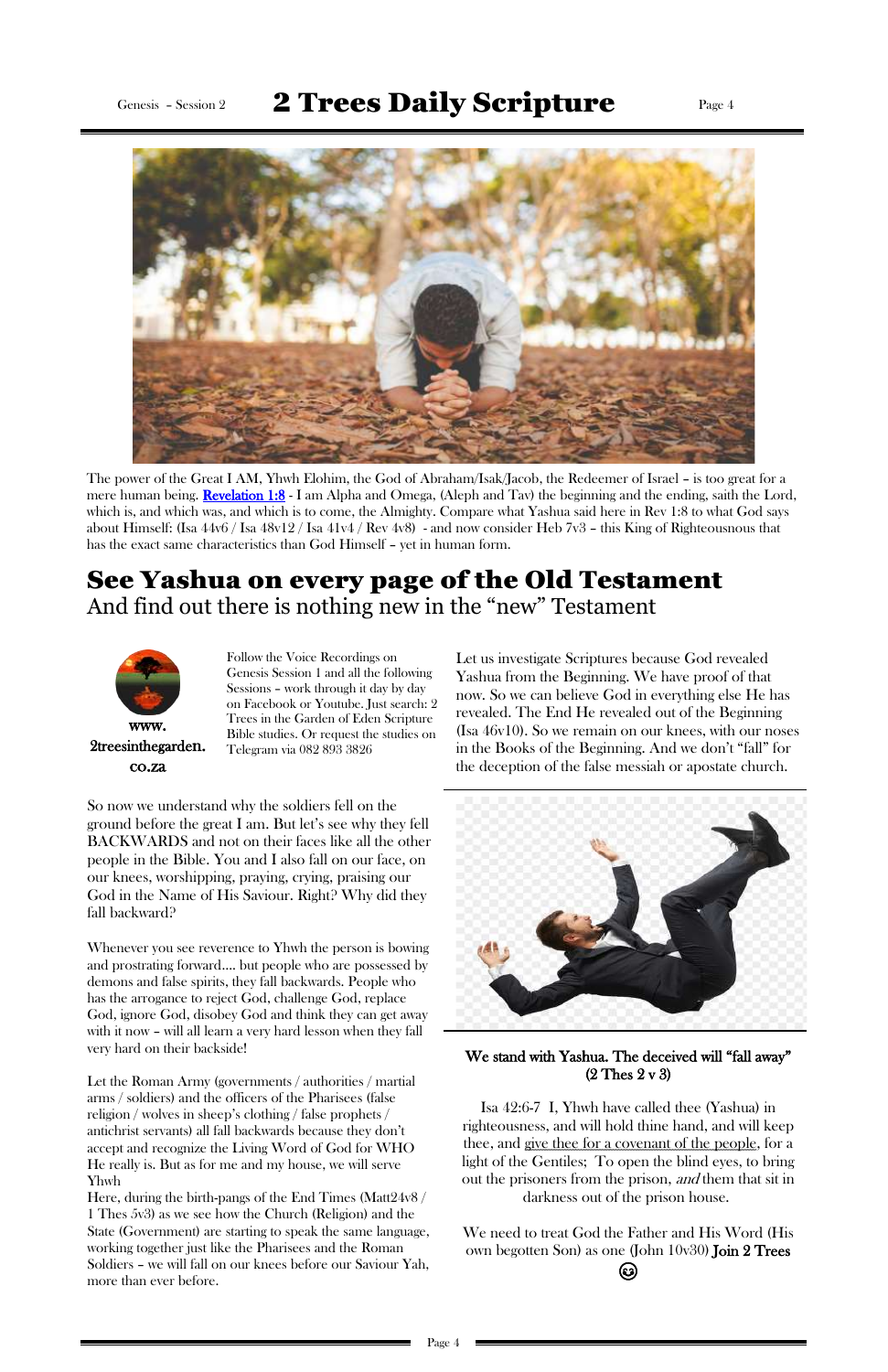The power of the Great I AM, Yhwh Elohim, the God of Abraham/Isak/Jacob, the Redeemer of Israel – is too great for a mere human being. **Revelation 1:8** - I am Alpha and Omega, (Aleph and Tav) the beginning and the ending, saith the Lord, which is, and which was, and which is to come, the Almighty. Compare what Yashua said here in Rev 1:8 to what God says about Himself: (Isa 44v6 / Isa 48v12 / Isa 41v4 / Rev 4v8) - and now consider Heb 7v3 – this King of Righteousness that has the exact same characteristics than God Himself – yet in human form.

# See Yashua on every page of the Old Testament

And find out there is nothing new in the "new" Testament

www. 2treesinthegarden. co.za

Follow the Voice Recordings on Genesis Session 1 and all the following Sessions – work through it day by day on Facebook or Youtube. Just search: 2 Trees in the Garden of Eden Scripture Bible studies. Or request the studies on Telegram via 082 893 3826

Let us investigate Scriptures because God revealed Yashua from the Beginning. We have proof of that now. So we can believe God in everything else He has revealed. The End He revealed out of the Beginning (Isa 46v10). So we remain on our knees, with our noses in the Books of the Beginning. And we don't "fall" for the deception of the false messiah or apostate church.

So now we understand why the soldiers fell on the ground before the great I am. But let's see why they fell BACKWARDS and not on their faces like all the other people in the Bible. You and I also fall on our face, on our knees, worshipping, praying, crying, praising our God in the Name of His Saviour. Right? Why did they fall backward?

Whenever you see reverence to Yhwh the person is bowing and prostrating forward…. but people who are possessed by demons and false spirits, they fall backwards. People who has the arrogance to reject God, challenge God, replace God, ignore God, disobey God and think they can get away with it now – will all learn a very hard lesson when they fall very hard on their backside!

Let the Roman Army (governments / authorities / martial arms / soldiers) and the officers of the Pharisees (false religion / wolves in sheep's clothing / false prophets / antichrist servants) all fall backwards because they don't accept and recognize the Living Word of God for WHO He really is. But as for me and my house, we will serve Yhwh

Here, during the birth-pangs of the End Times (Matt24v8 / 1 Thes 5v3) as we see how the Church (Religion) and the State (Government) are starting to speak the same language, working together just like the Pharisees and the Roman Soldiers – we will fall on our knees before our Saviour Yah, more than ever before.

**We stand with Yashua. The deceived will "fall away" (2 Thes 2 v 3)**

Isa 42:6-7 I, Yhwh have called thee (Yashua) in righteousness, and will hold thine hand, and will keep thee, and give thee for a covenant of the people, for a light of the Gentiles; To open the blind eyes, to bring out the prisoners from the prison, *and* them that sit in darkness out of the prison house.

We need to treat God the Father and His Word (His own begotten Son) as one (John 10v30) **Join 2 Trees** ☺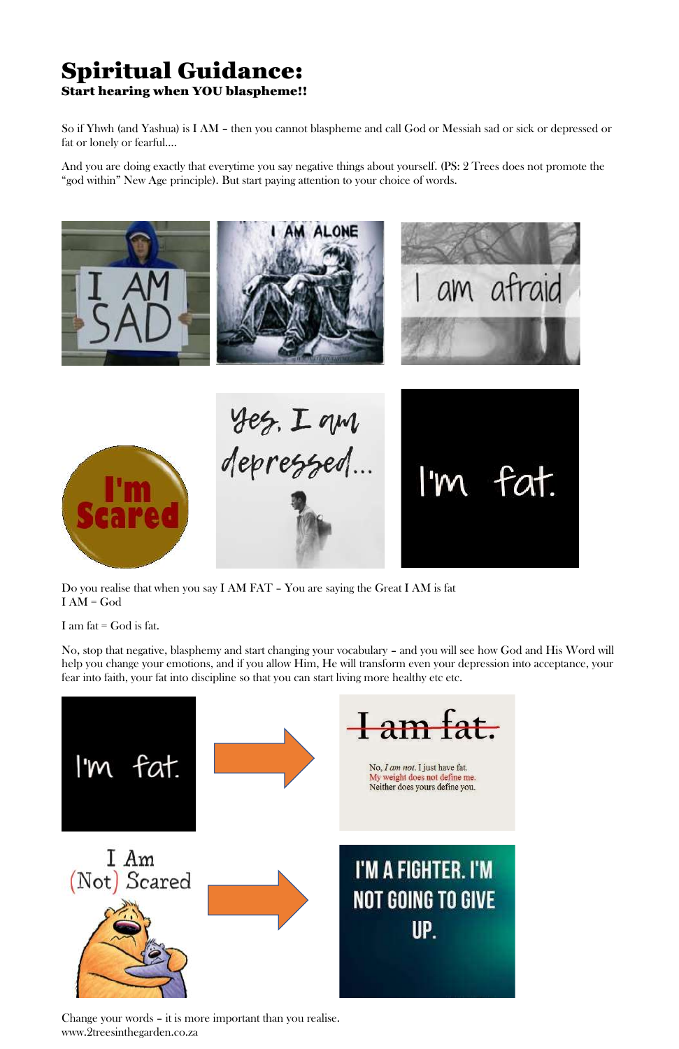# Spiritual Guidance:

**Start hearing when YOU blaspheme!!**

So if Yhwh (and Yashua) is I AM – then you cannot blaspheme and call God or Messiah sad or sick or depressed or fat or lonely or fearful….

And you are doing exactly that everytime you say negative things about yourself. (PS: 2 Trees does not promote the "god within" New Age principle). But start paying attention to your choice of words.

Do you realise that when you say I AM FAT – You are saying the Great I AM is fat
I AM = God

I am fat = God is fat.

No, stop that negative, blasphemy and start changing your vocabulary – and you will see how God and His Word will help you change your emotions, and if you allow Him, He will transform even your depression into acceptance, your fear into faith, your fat into discipline so that you can start living more healthy etc etc.

Change your words – it is more important than you realise.
www.2treesinthegarden.co.za